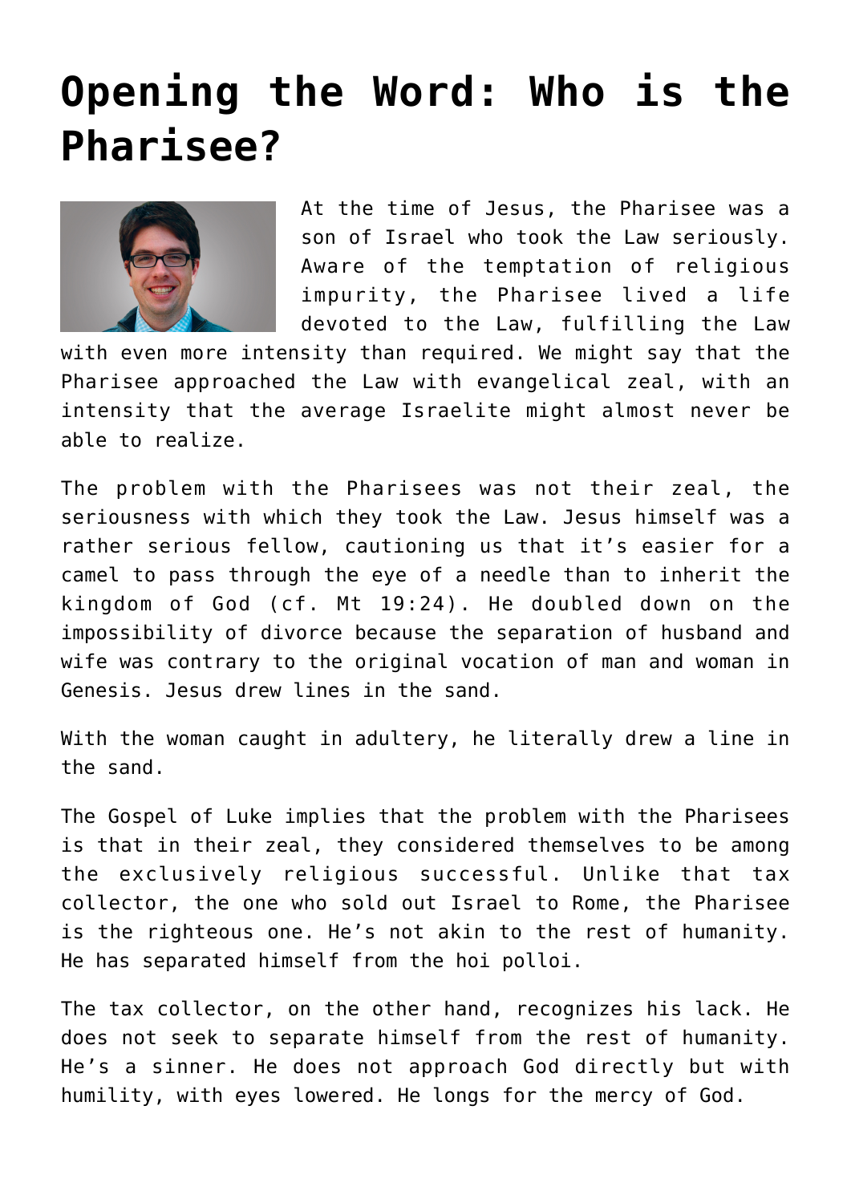# Opening the Word: Who is the Pharisee?

At the time of Jesus, the Pharisee was a son of Israel who took the Law seriously. Aware of the temptation of religious impurity, the Pharisee lived a life devoted to the Law, fulfilling the Law with even more intensity than required. We might say that the Pharisee approached the Law with evangelical zeal, with an intensity that the average Israelite might almost never be able to realize.

The problem with the Pharisees was not their zeal, the seriousness with which they took the Law. Jesus himself was a rather serious fellow, cautioning us that it's easier for a camel to pass through the eye of a needle than to inherit the kingdom of God (cf. Mt 19:24). He doubled down on the impossibility of divorce because the separation of husband and wife was contrary to the original vocation of man and woman in Genesis. Jesus drew lines in the sand.

With the woman caught in adultery, he literally drew a line in the sand.

The Gospel of Luke implies that the problem with the Pharisees is that in their zeal, they considered themselves to be among the exclusively religious successful. Unlike that tax collector, the one who sold out Israel to Rome, the Pharisee is the righteous one. He's not akin to the rest of humanity. He has separated himself from the hoi polloi.

The tax collector, on the other hand, recognizes his lack. He does not seek to separate himself from the rest of humanity. He's a sinner. He does not approach God directly but with humility, with eyes lowered. He longs for the mercy of God.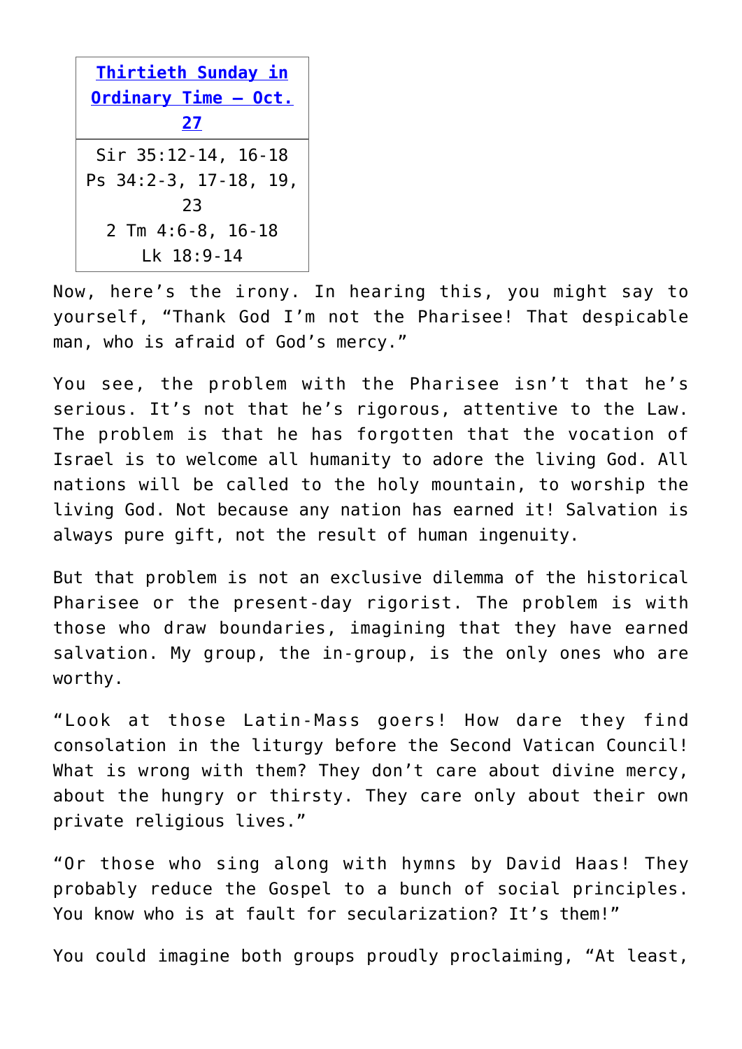| [Thirtieth Sunday in Ordinary Time – Oct. 27]() |
| --- |
| Sir 35:12-14, 16-18<br>Ps 34:2-3, 17-18, 19, 23<br>2 Tm 4:6-8, 16-18<br>Lk 18:9-14 |

Now, here's the irony. In hearing this, you might say to yourself, "Thank God I'm not the Pharisee! That despicable man, who is afraid of God's mercy."

You see, the problem with the Pharisee isn't that he's serious. It's not that he's rigorous, attentive to the Law. The problem is that he has forgotten that the vocation of Israel is to welcome all humanity to adore the living God. All nations will be called to the holy mountain, to worship the living God. Not because any nation has earned it! Salvation is always pure gift, not the result of human ingenuity.

But that problem is not an exclusive dilemma of the historical Pharisee or the present-day rigorist. The problem is with those who draw boundaries, imagining that they have earned salvation. My group, the in-group, is the only ones who are worthy.

"Look at those Latin-Mass goers! How dare they find consolation in the liturgy before the Second Vatican Council! What is wrong with them? They don't care about divine mercy, about the hungry or thirsty. They care only about their own private religious lives."

"Or those who sing along with hymns by David Haas! They probably reduce the Gospel to a bunch of social principles. You know who is at fault for secularization? It's them!"

You could imagine both groups proudly proclaiming, "At least,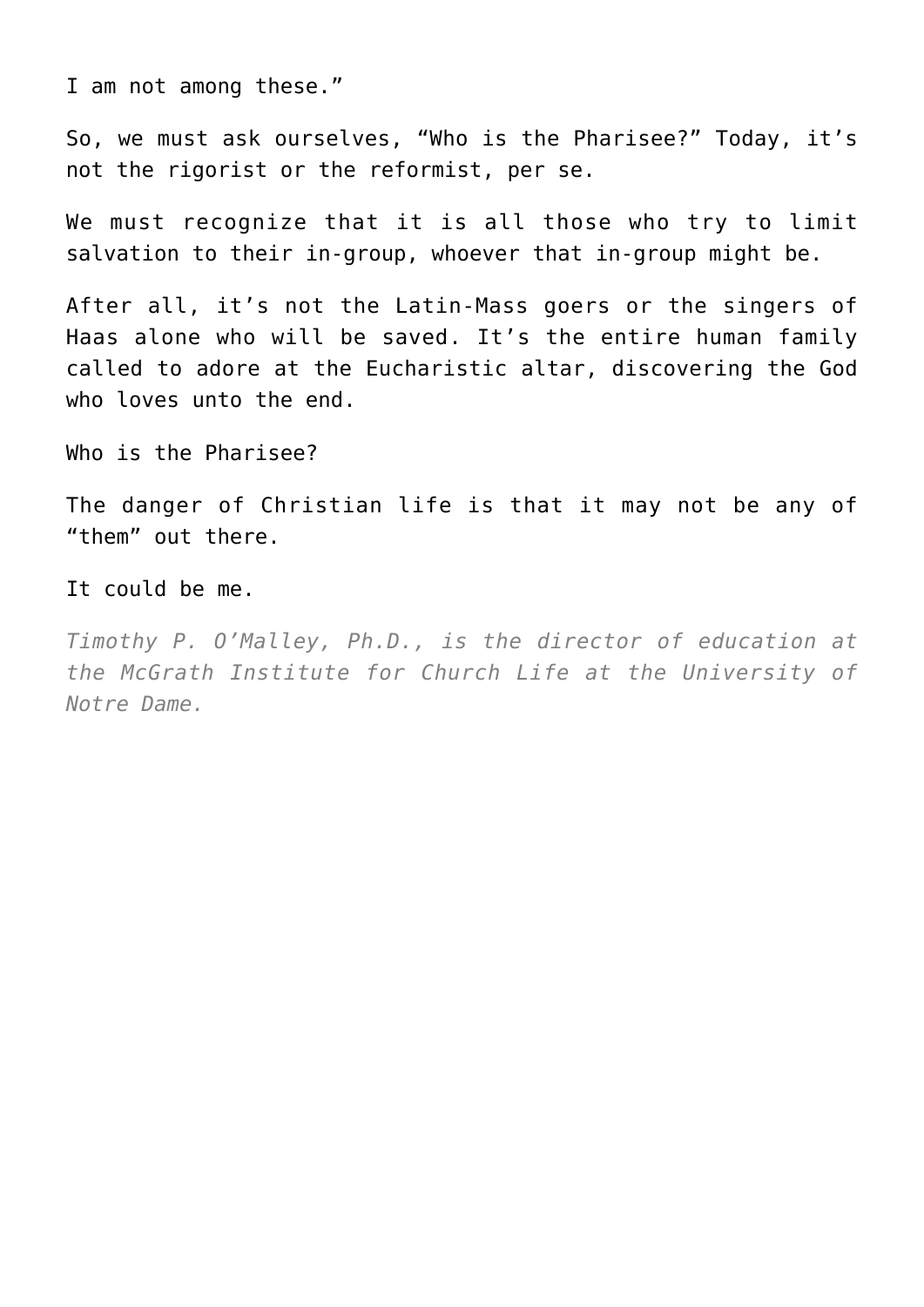I am not among these."

So, we must ask ourselves, "Who is the Pharisee?" Today, it's not the rigorist or the reformist, per se.

We must recognize that it is all those who try to limit salvation to their in-group, whoever that in-group might be.

After all, it's not the Latin-Mass goers or the singers of Haas alone who will be saved. It's the entire human family called to adore at the Eucharistic altar, discovering the God who loves unto the end.

Who is the Pharisee?

The danger of Christian life is that it may not be any of "them" out there.

It could be me.

*Timothy P. O'Malley, Ph.D., is the director of education at the McGrath Institute for Church Life at the University of Notre Dame.*